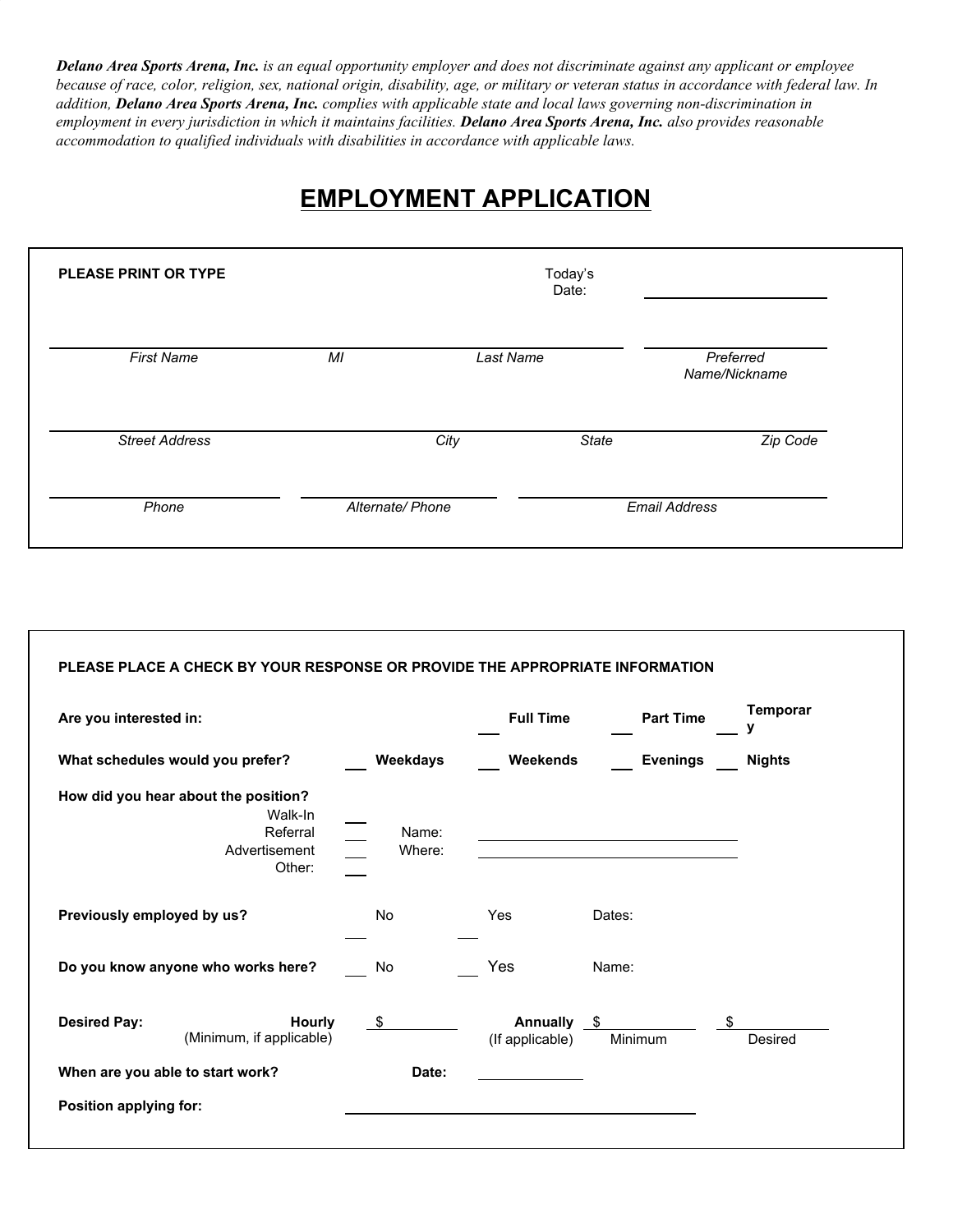***Delano Area Sports Arena, Inc.*** *is an equal opportunity employer and does not discriminate against any applicant or employee because of race, color, religion, sex, national origin, disability, age, or military or veteran status in accordance with federal law. In addition,* ***Delano Area Sports Arena, Inc.*** *complies with applicable state and local laws governing non-discrimination in employment in every jurisdiction in which it maintains facilities.* ***Delano Area Sports Arena, Inc.*** *also provides reasonable accommodation to qualified individuals with disabilities in accordance with applicable laws.*

# EMPLOYMENT APPLICATION

**PLEASE PRINT OR TYPE**

Today's Date: ____________________

| | | | |
|---|---|---|---|
| *First Name* | *MI* | *Last Name* | *Preferred Name/Nickname* |

| | | | |
|---|---|---|---|
| *Street Address* | *City* | *State* | *Zip Code* |

| | | |
|---|---|---|
| *Phone* | *Alternate/ Phone* | *Email Address* |

**PLEASE PLACE A CHECK BY YOUR RESPONSE OR PROVIDE THE APPROPRIATE INFORMATION**

**Are you interested in:** ___ **Full Time** ___ **Part Time** ___ **Temporary**

**What schedules would you prefer?** ___ **Weekdays** ___ **Weekends** ___ **Evenings** ___ **Nights**

**How did you hear about the position?**

- Walk-In ___
- Referral ___ Name: ____________________
- Advertisement ___ Where: ____________________
- Other: ___

**Previously employed by us?** ___ No ___ Yes Dates:

**Do you know anyone who works here?** ___ No ___ Yes Name:

**Desired Pay:** **Hourly** (Minimum, if applicable) $ ________ **Annually** (If applicable) $ ________ Minimum $ ________ Desired

**When are you able to start work?** **Date:** ____________

**Position applying for:** ____________________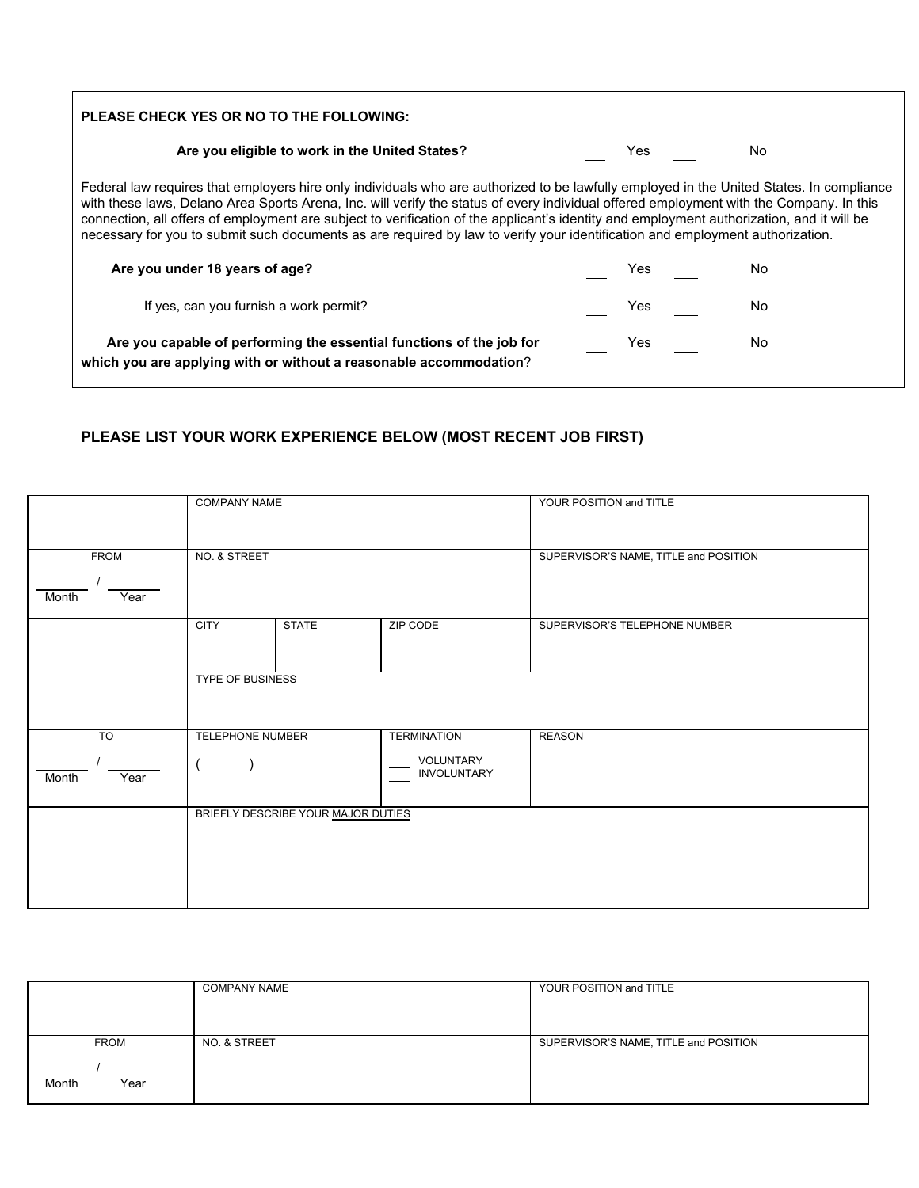**PLEASE CHECK YES OR NO TO THE FOLLOWING:**

**Are you eligible to work in the United States?** \_\_\_ Yes \_\_\_ No

Federal law requires that employers hire only individuals who are authorized to be lawfully employed in the United States. In compliance with these laws, Delano Area Sports Arena, Inc. will verify the status of every individual offered employment with the Company. In this connection, all offers of employment are subject to verification of the applicant's identity and employment authorization, and it will be necessary for you to submit such documents as are required by law to verify your identification and employment authorization.

**Are you under 18 years of age?** \_\_\_ Yes \_\_\_ No

If yes, can you furnish a work permit? \_\_\_ Yes \_\_\_ No

**Are you capable of performing the essential functions of the job for which you are applying with or without a reasonable accommodation**? \_\_\_ Yes \_\_\_ No

### PLEASE LIST YOUR WORK EXPERIENCE BELOW (MOST RECENT JOB FIRST)

| | | | | |
|---|---|---|---|---|
| | COMPANY NAME | | | YOUR POSITION and TITLE |
| FROM<br>\_\_\_\_ / \_\_\_\_<br>Month Year | NO. & STREET | | | SUPERVISOR'S NAME, TITLE and POSITION |
| | CITY | STATE | ZIP CODE | SUPERVISOR'S TELEPHONE NUMBER |
| | TYPE OF BUSINESS | | | |
| TO<br>\_\_\_\_ / \_\_\_\_<br>Month Year | TELEPHONE NUMBER<br>( ) | | TERMINATION<br>\_\_\_ VOLUNTARY<br>\_\_\_ INVOLUNTARY | REASON |
| | BRIEFLY DESCRIBE YOUR <u>MAJOR DUTIES</u> | | | |

| | | |
|---|---|---|
| | COMPANY NAME | YOUR POSITION and TITLE |
| FROM<br>\_\_\_\_ / \_\_\_\_<br>Month Year | NO. & STREET | SUPERVISOR'S NAME, TITLE and POSITION |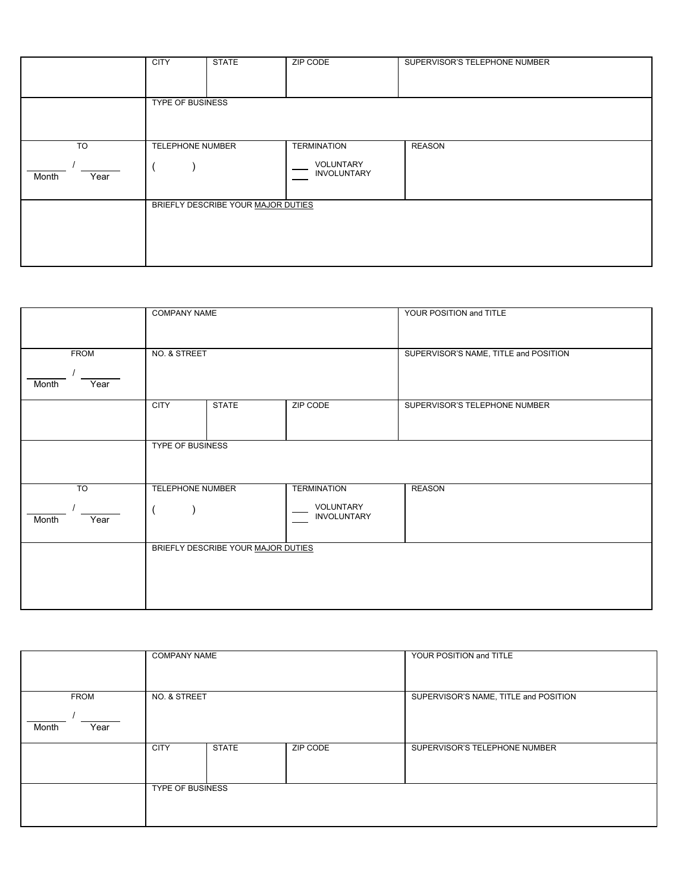| | CITY | STATE | ZIP CODE | SUPERVISOR'S TELEPHONE NUMBER |
|---|---|---|---|---|
| | TYPE OF BUSINESS | | | |
| TO<br>_____ / _____<br>Month Year | TELEPHONE NUMBER<br>(       ) | | TERMINATION<br>___ VOLUNTARY<br>___ INVOLUNTARY | REASON |
| | BRIEFLY DESCRIBE YOUR MAJOR DUTIES | | | |

| | COMPANY NAME | | | YOUR POSITION and TITLE |
|---|---|---|---|---|
| FROM<br>_____ / _____<br>Month Year | NO. & STREET | | | SUPERVISOR'S NAME, TITLE and POSITION |
| | CITY | STATE | ZIP CODE | SUPERVISOR'S TELEPHONE NUMBER |
| | TYPE OF BUSINESS | | | |
| TO<br>_____ / _____<br>Month Year | TELEPHONE NUMBER<br>(       ) | | TERMINATION<br>___ VOLUNTARY<br>___ INVOLUNTARY | REASON |
| | BRIEFLY DESCRIBE YOUR MAJOR DUTIES | | | |

| | COMPANY NAME | | | YOUR POSITION and TITLE |
|---|---|---|---|---|
| FROM<br>_____ / _____<br>Month Year | NO. & STREET | | | SUPERVISOR'S NAME, TITLE and POSITION |
| | CITY | STATE | ZIP CODE | SUPERVISOR'S TELEPHONE NUMBER |
| | TYPE OF BUSINESS | | | |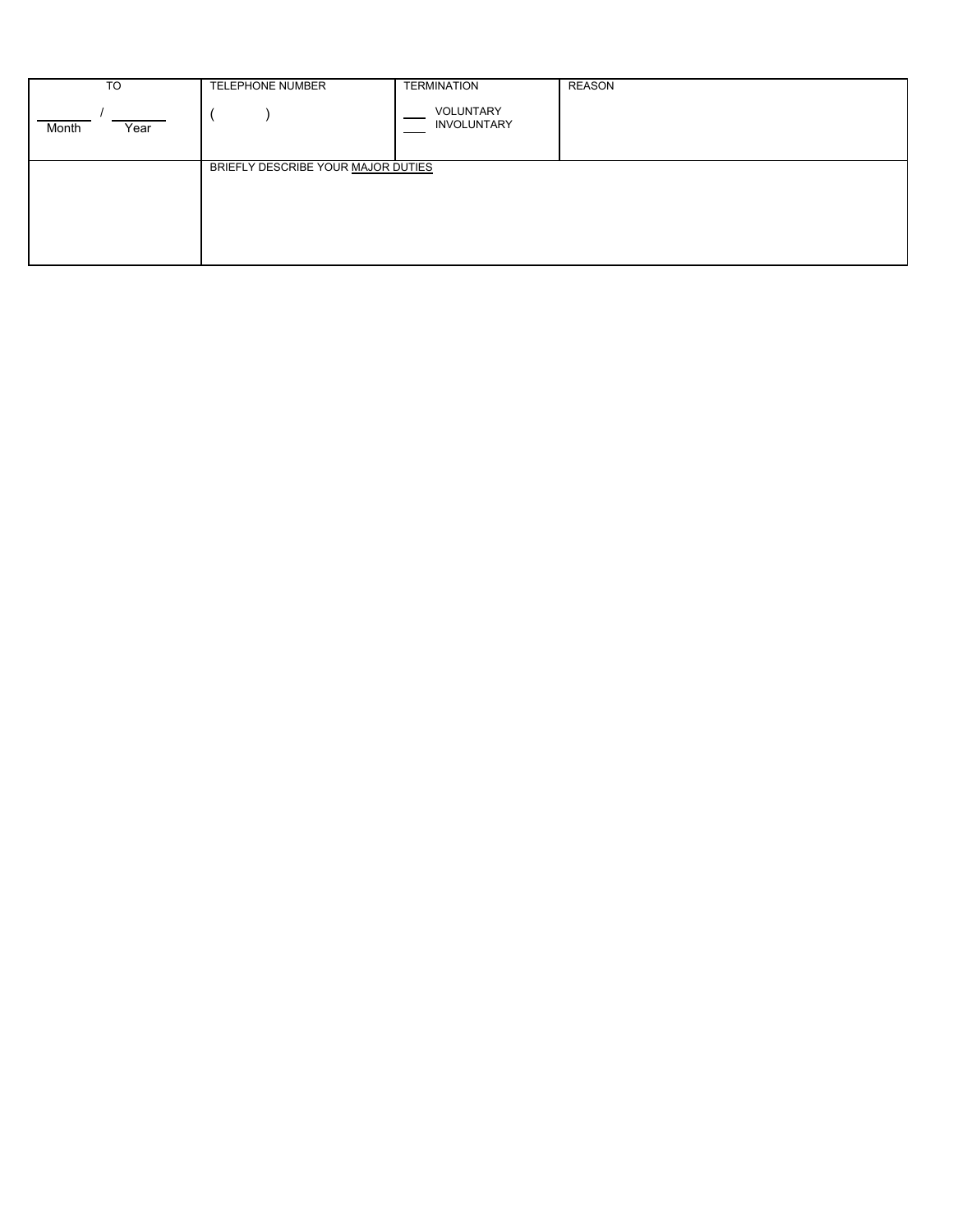| TO | TELEPHONE NUMBER | TERMINATION | REASON |
|---|---|---|---|
| ______ / ______<br>Month Year | (      ) | ___ VOLUNTARY<br>___ INVOLUNTARY | |
| | BRIEFLY DESCRIBE YOUR MAJOR DUTIES | | |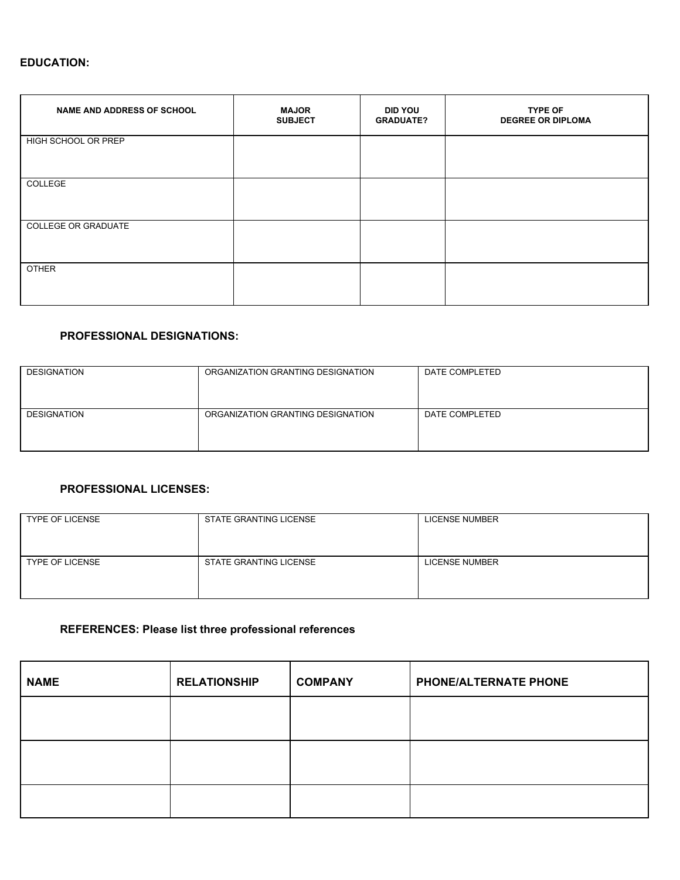**EDUCATION:**

| NAME AND ADDRESS OF SCHOOL | MAJOR SUBJECT | DID YOU GRADUATE? | TYPE OF DEGREE OR DIPLOMA |
|---|---|---|---|
| HIGH SCHOOL OR PREP | | | |
| COLLEGE | | | |
| COLLEGE OR GRADUATE | | | |
| OTHER | | | |

**PROFESSIONAL DESIGNATIONS:**

| | | |
|---|---|---|
| DESIGNATION | ORGANIZATION GRANTING DESIGNATION | DATE COMPLETED |
| DESIGNATION | ORGANIZATION GRANTING DESIGNATION | DATE COMPLETED |

**PROFESSIONAL LICENSES:**

| | | |
|---|---|---|
| TYPE OF LICENSE | STATE GRANTING LICENSE | LICENSE NUMBER |
| TYPE OF LICENSE | STATE GRANTING LICENSE | LICENSE NUMBER |

**REFERENCES: Please list three professional references**

| NAME | RELATIONSHIP | COMPANY | PHONE/ALTERNATE PHONE |
|---|---|---|---|
| | | | |
| | | | |
| | | | |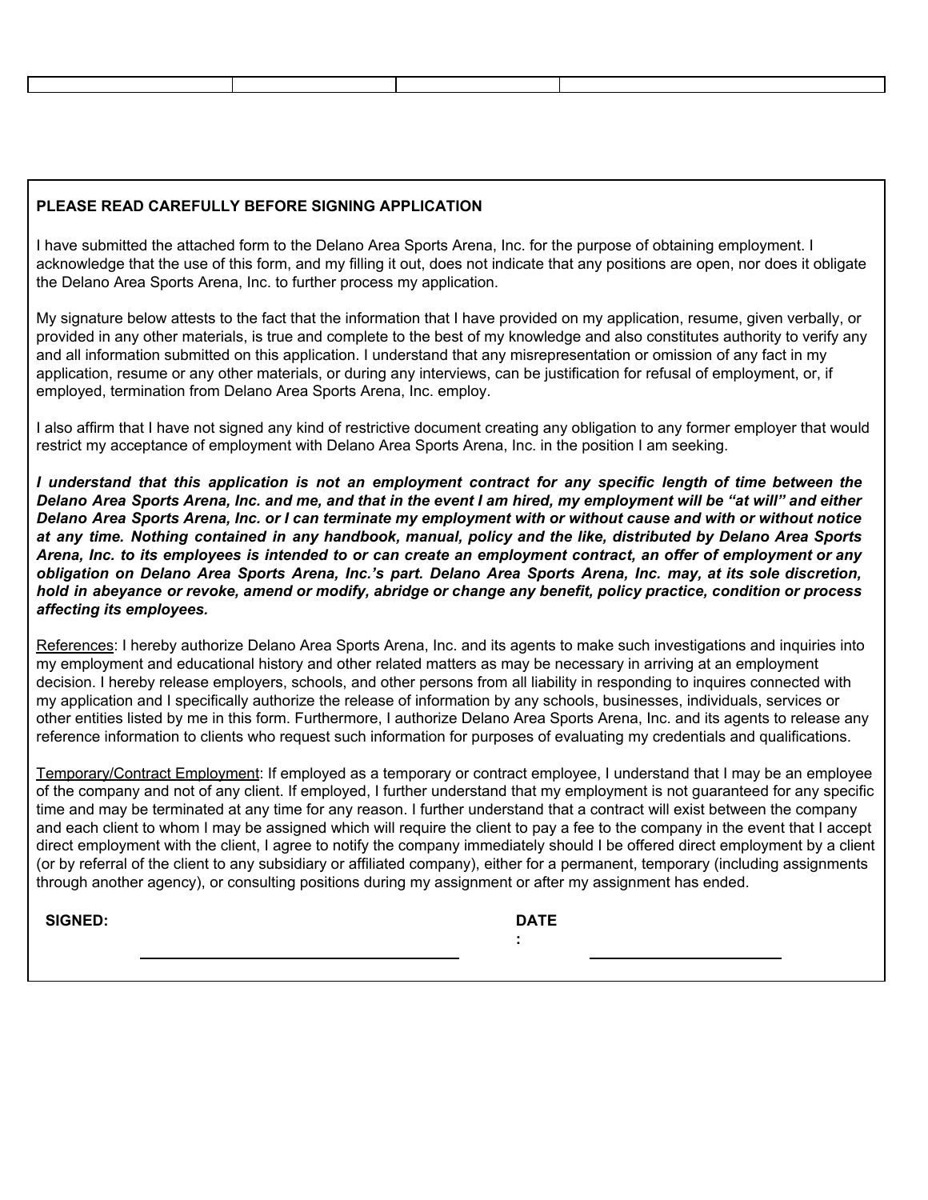| | | | |
|---|---|---|---|
| | | | |

**PLEASE READ CAREFULLY BEFORE SIGNING APPLICATION**

I have submitted the attached form to the Delano Area Sports Arena, Inc. for the purpose of obtaining employment. I acknowledge that the use of this form, and my filling it out, does not indicate that any positions are open, nor does it obligate the Delano Area Sports Arena, Inc. to further process my application.

My signature below attests to the fact that the information that I have provided on my application, resume, given verbally, or provided in any other materials, is true and complete to the best of my knowledge and also constitutes authority to verify any and all information submitted on this application. I understand that any misrepresentation or omission of any fact in my application, resume or any other materials, or during any interviews, can be justification for refusal of employment, or, if employed, termination from Delano Area Sports Arena, Inc. employ.

I also affirm that I have not signed any kind of restrictive document creating any obligation to any former employer that would restrict my acceptance of employment with Delano Area Sports Arena, Inc. in the position I am seeking.

***I understand that this application is not an employment contract for any specific length of time between the Delano Area Sports Arena, Inc. and me, and that in the event I am hired, my employment will be "at will" and either Delano Area Sports Arena, Inc. or I can terminate my employment with or without cause and with or without notice at any time. Nothing contained in any handbook, manual, policy and the like, distributed by Delano Area Sports Arena, Inc. to its employees is intended to or can create an employment contract, an offer of employment or any obligation on Delano Area Sports Arena, Inc.'s part. Delano Area Sports Arena, Inc. may, at its sole discretion, hold in abeyance or revoke, amend or modify, abridge or change any benefit, policy practice, condition or process affecting its employees.***

References: I hereby authorize Delano Area Sports Arena, Inc. and its agents to make such investigations and inquiries into my employment and educational history and other related matters as may be necessary in arriving at an employment decision. I hereby release employers, schools, and other persons from all liability in responding to inquires connected with my application and I specifically authorize the release of information by any schools, businesses, individuals, services or other entities listed by me in this form. Furthermore, I authorize Delano Area Sports Arena, Inc. and its agents to release any reference information to clients who request such information for purposes of evaluating my credentials and qualifications.

Temporary/Contract Employment: If employed as a temporary or contract employee, I understand that I may be an employee of the company and not of any client. If employed, I further understand that my employment is not guaranteed for any specific time and may be terminated at any time for any reason. I further understand that a contract will exist between the company and each client to whom I may be assigned which will require the client to pay a fee to the company in the event that I accept direct employment with the client, I agree to notify the company immediately should I be offered direct employment by a client (or by referral of the client to any subsidiary or affiliated company), either for a permanent, temporary (including assignments through another agency), or consulting positions during my assignment or after my assignment has ended.

**SIGNED:** \_\_\_\_\_\_\_\_\_\_\_\_\_\_\_\_\_\_\_\_\_\_\_\_\_\_\_\_ **DATE:** \_\_\_\_\_\_\_\_\_\_\_\_\_\_\_\_\_\_